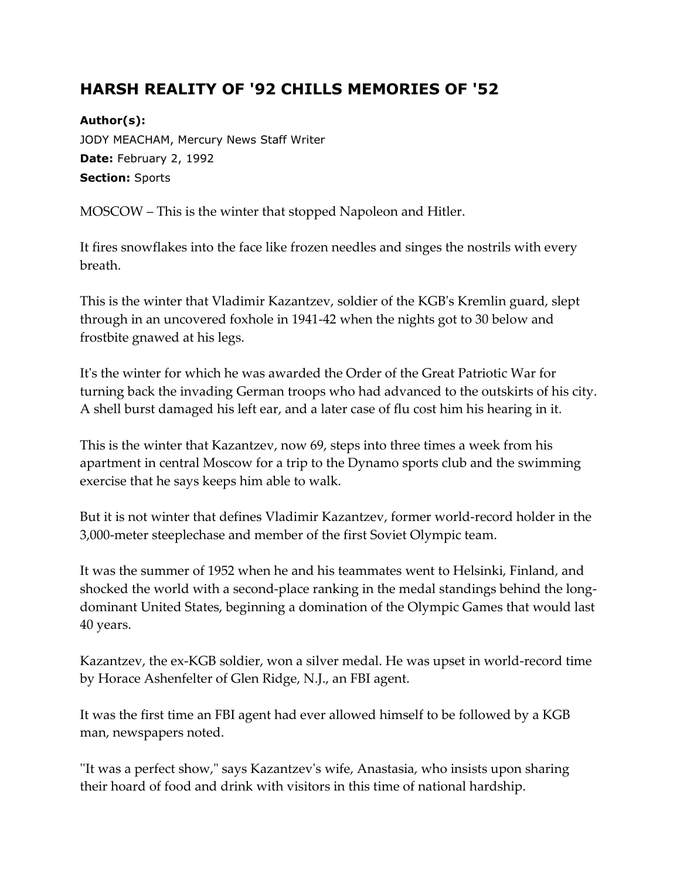# HARSH REALITY OF '92 CHILLS MEMORIES OF '52

**Author(s):**
JODY MEACHAM, Mercury News Staff Writer
**Date:** February 2, 1992
**Section:** Sports

MOSCOW – This is the winter that stopped Napoleon and Hitler.

It fires snowflakes into the face like frozen needles and singes the nostrils with every breath.

This is the winter that Vladimir Kazantzev, soldier of the KGB's Kremlin guard, slept through in an uncovered foxhole in 1941-42 when the nights got to 30 below and frostbite gnawed at his legs.

It's the winter for which he was awarded the Order of the Great Patriotic War for turning back the invading German troops who had advanced to the outskirts of his city. A shell burst damaged his left ear, and a later case of flu cost him his hearing in it.

This is the winter that Kazantzev, now 69, steps into three times a week from his apartment in central Moscow for a trip to the Dynamo sports club and the swimming exercise that he says keeps him able to walk.

But it is not winter that defines Vladimir Kazantzev, former world-record holder in the 3,000-meter steeplechase and member of the first Soviet Olympic team.

It was the summer of 1952 when he and his teammates went to Helsinki, Finland, and shocked the world with a second-place ranking in the medal standings behind the long-dominant United States, beginning a domination of the Olympic Games that would last 40 years.

Kazantzev, the ex-KGB soldier, won a silver medal. He was upset in world-record time by Horace Ashenfelter of Glen Ridge, N.J., an FBI agent.

It was the first time an FBI agent had ever allowed himself to be followed by a KGB man, newspapers noted.

"It was a perfect show," says Kazantzev's wife, Anastasia, who insists upon sharing their hoard of food and drink with visitors in this time of national hardship.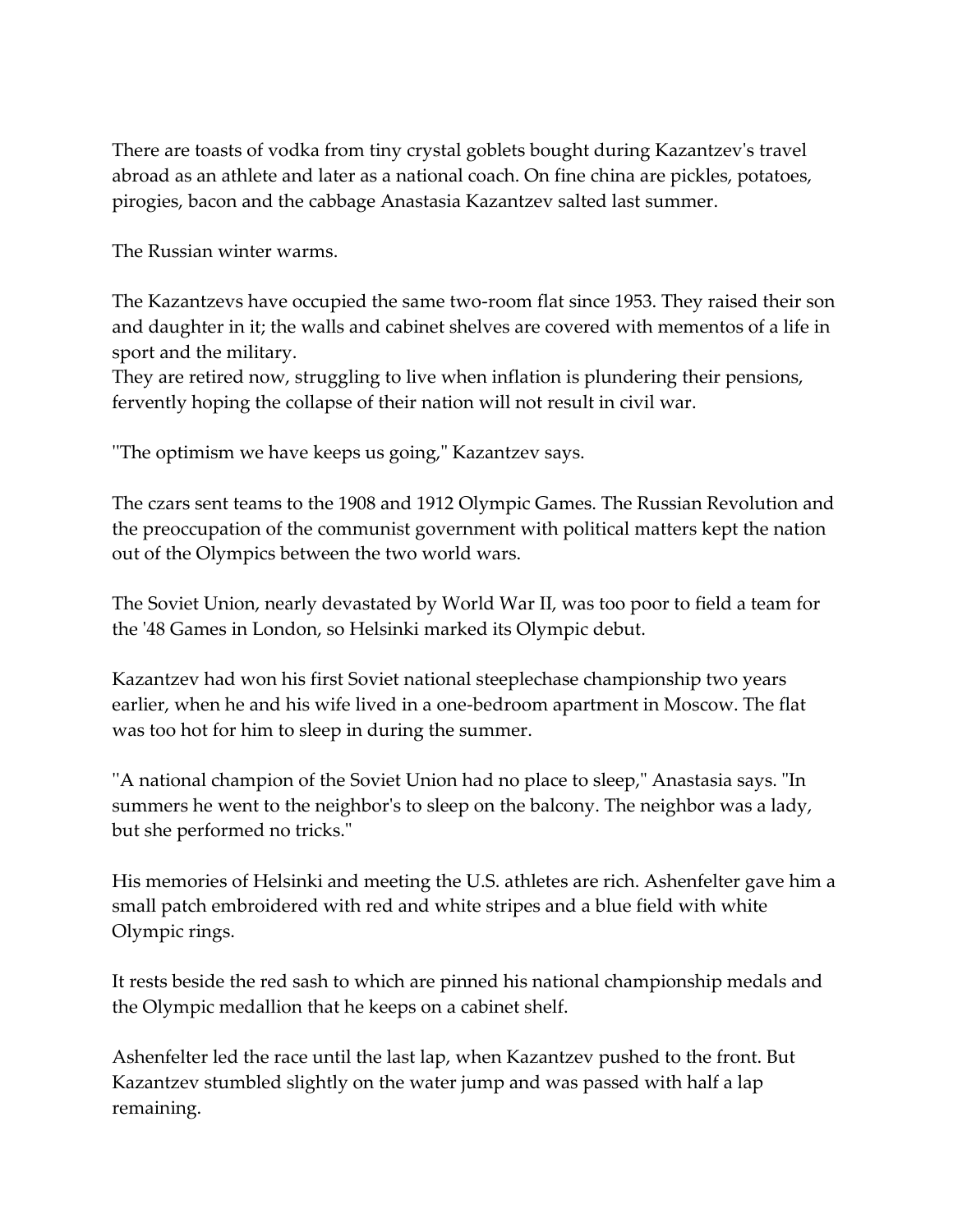There are toasts of vodka from tiny crystal goblets bought during Kazantzev's travel abroad as an athlete and later as a national coach. On fine china are pickles, potatoes, pirogies, bacon and the cabbage Anastasia Kazantzev salted last summer.

The Russian winter warms.

The Kazantzevs have occupied the same two-room flat since 1953. They raised their son and daughter in it; the walls and cabinet shelves are covered with mementos of a life in sport and the military.
They are retired now, struggling to live when inflation is plundering their pensions, fervently hoping the collapse of their nation will not result in civil war.

"The optimism we have keeps us going," Kazantzev says.

The czars sent teams to the 1908 and 1912 Olympic Games. The Russian Revolution and the preoccupation of the communist government with political matters kept the nation out of the Olympics between the two world wars.

The Soviet Union, nearly devastated by World War II, was too poor to field a team for the '48 Games in London, so Helsinki marked its Olympic debut.

Kazantzev had won his first Soviet national steeplechase championship two years earlier, when he and his wife lived in a one-bedroom apartment in Moscow. The flat was too hot for him to sleep in during the summer.

"A national champion of the Soviet Union had no place to sleep," Anastasia says. "In summers he went to the neighbor's to sleep on the balcony. The neighbor was a lady, but she performed no tricks."

His memories of Helsinki and meeting the U.S. athletes are rich. Ashenfelter gave him a small patch embroidered with red and white stripes and a blue field with white Olympic rings.

It rests beside the red sash to which are pinned his national championship medals and the Olympic medallion that he keeps on a cabinet shelf.

Ashenfelter led the race until the last lap, when Kazantzev pushed to the front. But Kazantzev stumbled slightly on the water jump and was passed with half a lap remaining.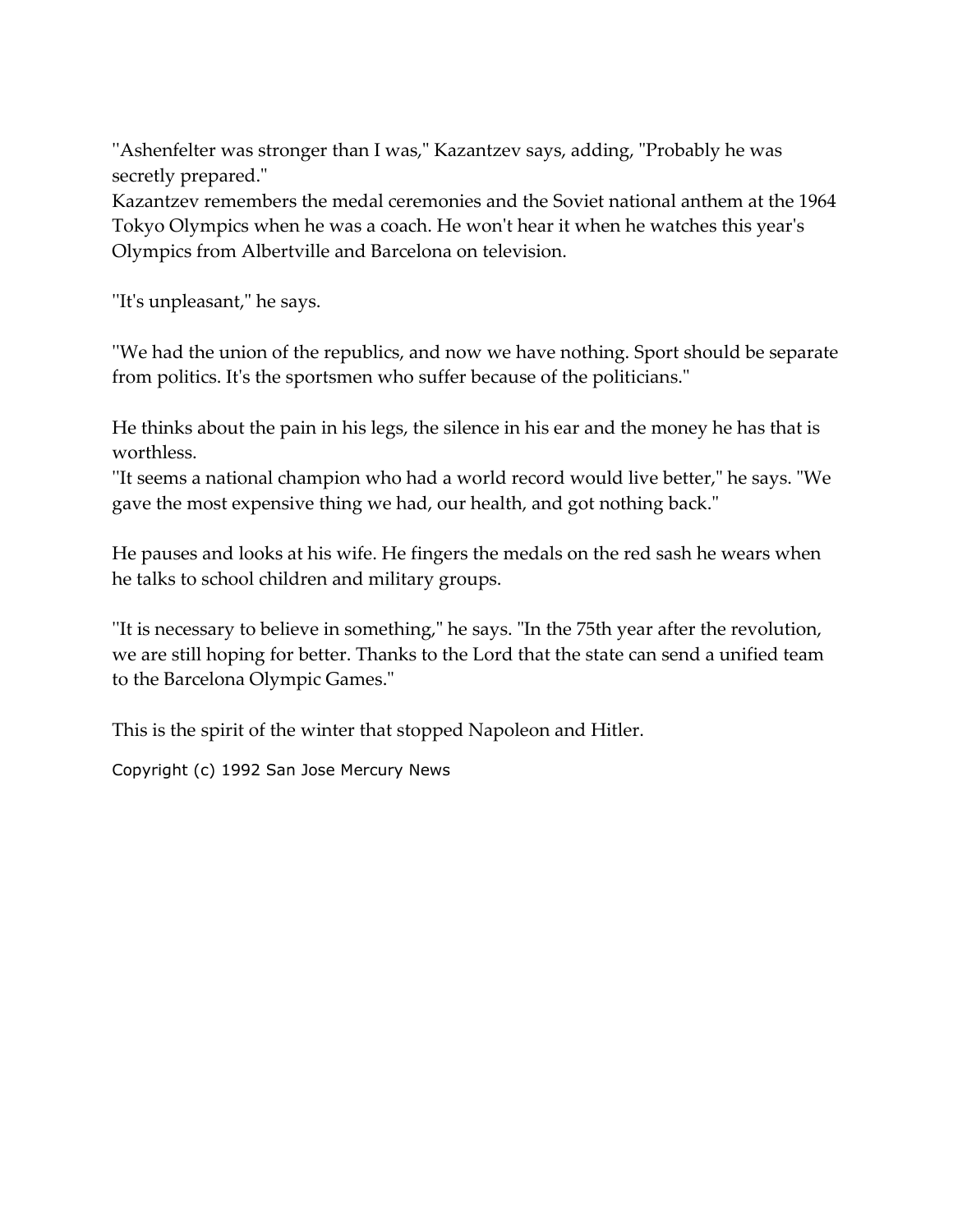"Ashenfelter was stronger than I was," Kazantzev says, adding, "Probably he was secretly prepared."
Kazantzev remembers the medal ceremonies and the Soviet national anthem at the 1964 Tokyo Olympics when he was a coach. He won't hear it when he watches this year's Olympics from Albertville and Barcelona on television.

"It's unpleasant," he says.

"We had the union of the republics, and now we have nothing. Sport should be separate from politics. It's the sportsmen who suffer because of the politicians."

He thinks about the pain in his legs, the silence in his ear and the money he has that is worthless.
"It seems a national champion who had a world record would live better," he says. "We gave the most expensive thing we had, our health, and got nothing back."

He pauses and looks at his wife. He fingers the medals on the red sash he wears when he talks to school children and military groups.

"It is necessary to believe in something," he says. "In the 75th year after the revolution, we are still hoping for better. Thanks to the Lord that the state can send a unified team to the Barcelona Olympic Games."

This is the spirit of the winter that stopped Napoleon and Hitler.

Copyright (c) 1992 San Jose Mercury News